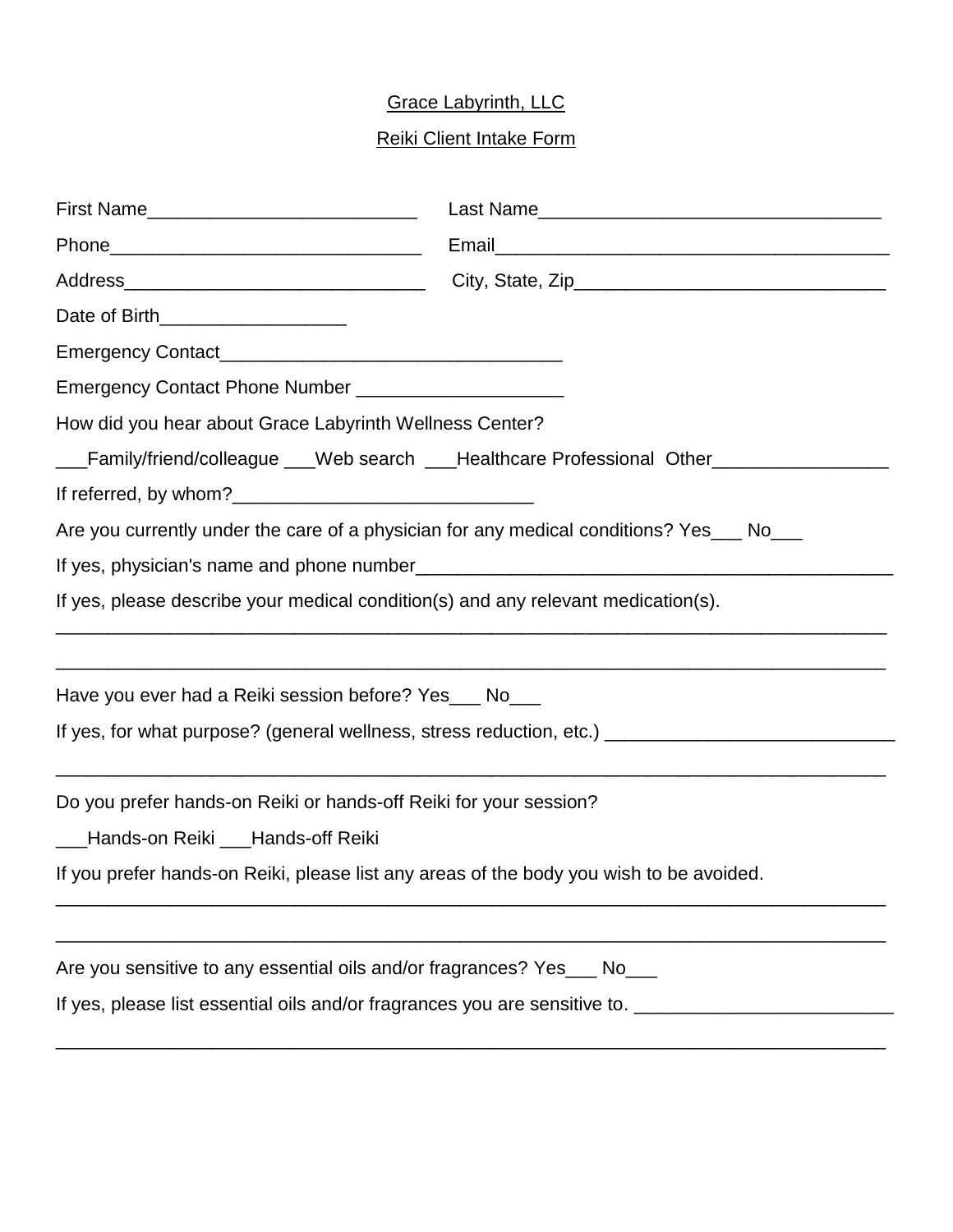Grace Labyrinth, LLC

Reiki Client Intake Form

First Name__________________________ Last Name__________________________________

Phone______________________________ Email______________________________________

Address_____________________________ City, State, Zip______________________________

Date of Birth__________________

Emergency Contact_________________________________

Emergency Contact Phone Number ____________________

How did you hear about Grace Labyrinth Wellness Center?

___Family/friend/colleague ___Web search ___Healthcare Professional Other_________________

If referred, by whom?_____________________________

Are you currently under the care of a physician for any medical conditions? Yes___ No___

If yes, physician's name and phone number________________________________________________

If yes, please describe your medical condition(s) and any relevant medication(s).

_________________________________________________________________________________

_________________________________________________________________________________

Have you ever had a Reiki session before? Yes___ No___

If yes, for what purpose? (general wellness, stress reduction, etc.) ____________________________

_________________________________________________________________________________

Do you prefer hands-on Reiki or hands-off Reiki for your session?

___Hands-on Reiki ___Hands-off Reiki

If you prefer hands-on Reiki, please list any areas of the body you wish to be avoided.

_________________________________________________________________________________

_________________________________________________________________________________

Are you sensitive to any essential oils and/or fragrances? Yes___ No___

If yes, please list essential oils and/or fragrances you are sensitive to. _________________________

_________________________________________________________________________________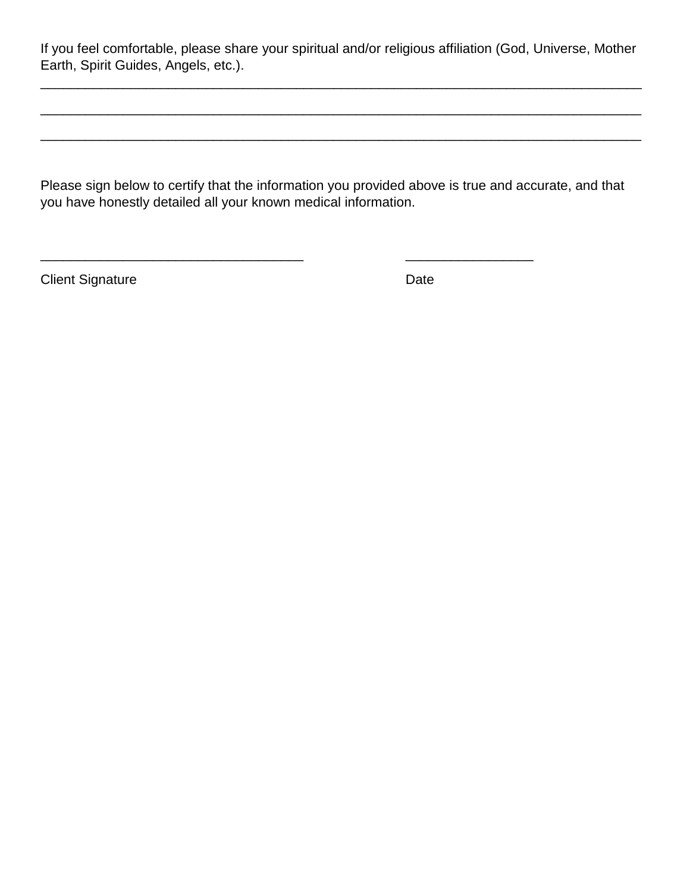If you feel comfortable, please share your spiritual and/or religious affiliation (God, Universe, Mother Earth, Spirit Guides, Angels, etc.).

________________________________________________________________________________

________________________________________________________________________________

________________________________________________________________________________

Please sign below to certify that the information you provided above is true and accurate, and that you have honestly detailed all your known medical information.

___________________________________ _________________

Client Signature Date